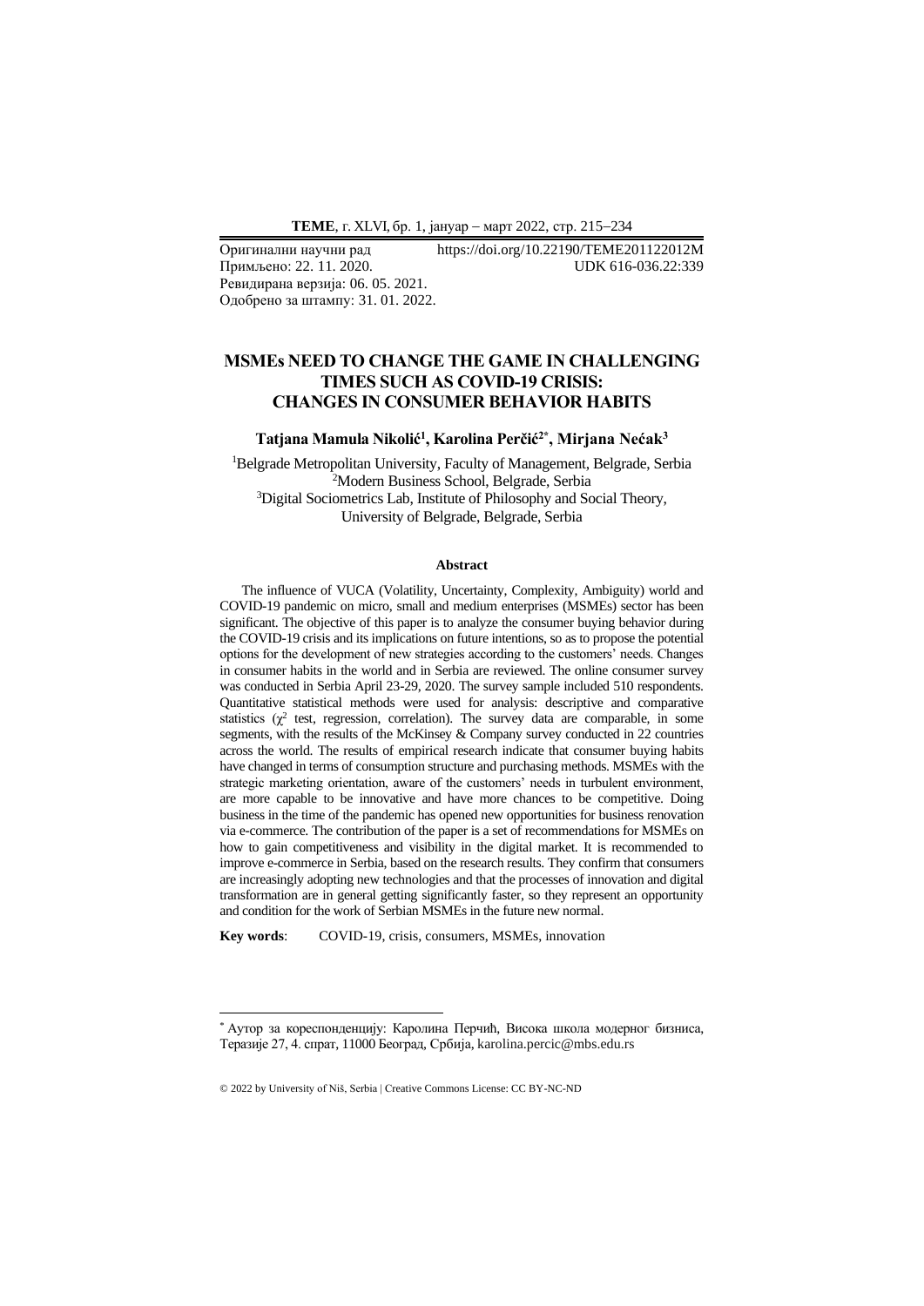Оригинални научни рад https://doi.org/10.22190/TEME201122012M
Примљено: 22. 11. 2020. UDK 616-036.22:339
Ревидирана верзија: 06. 05. 2021.
Одобрено за штампу: 31. 01. 2022.

# MSMEs NEED TO CHANGE THE GAME IN CHALLENGING TIMES SUCH AS COVID-19 CRISIS: CHANGES IN CONSUMER BEHAVIOR HABITS

**Tatjana Mamula Nikolić[1], Karolina Perčić[2*], Mirjana Nećak[3]**

[1]Belgrade Metropolitan University, Faculty of Management, Belgrade, Serbia
[2]Modern Business School, Belgrade, Serbia
[3]Digital Sociometrics Lab, Institute of Philosophy and Social Theory, University of Belgrade, Belgrade, Serbia

### Abstract

The influence of VUCA (Volatility, Uncertainty, Complexity, Ambiguity) world and COVID-19 pandemic on micro, small and medium enterprises (MSMEs) sector has been significant. The objective of this paper is to analyze the consumer buying behavior during the COVID-19 crisis and its implications on future intentions, so as to propose the potential options for the development of new strategies according to the customers' needs. Changes in consumer habits in the world and in Serbia are reviewed. The online consumer survey was conducted in Serbia April 23-29, 2020. The survey sample included 510 respondents. Quantitative statistical methods were used for analysis: descriptive and comparative statistics ($\chi^2$ test, regression, correlation). The survey data are comparable, in some segments, with the results of the McKinsey & Company survey conducted in 22 countries across the world. The results of empirical research indicate that consumer buying habits have changed in terms of consumption structure and purchasing methods. MSMEs with the strategic marketing orientation, aware of the customers' needs in turbulent environment, are more capable to be innovative and have more chances to be competitive. Doing business in the time of the pandemic has opened new opportunities for business renovation via e-commerce. The contribution of the paper is a set of recommendations for MSMEs on how to gain competitiveness and visibility in the digital market. It is recommended to improve e-commerce in Serbia, based on the research results. They confirm that consumers are increasingly adopting new technologies and that the processes of innovation and digital transformation are in general getting significantly faster, so they represent an opportunity and condition for the work of Serbian MSMEs in the future new normal.

**Key words**: COVID-19, crisis, consumers, MSMEs, innovation

---

[*] Аутор за кореспонденцију: Каролина Перчић, Висока школа модерног бизниса, Теразије 27, 4. спрат, 11000 Београд, Србија, karolina.percic@mbs.edu.rs

© 2022 by University of Niš, Serbia | Creative Commons License: CC BY-NC-ND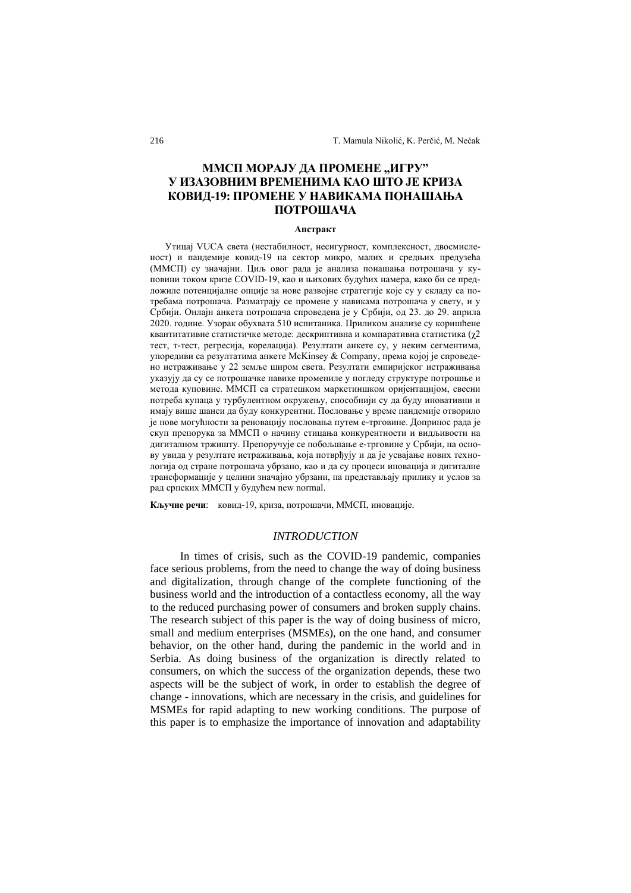# ММСП МОРАЈУ ДА ПРОМЕНЕ „ИГРУ" У ИЗАЗОВНИМ ВРЕМЕНИМА КАО ШТО ЈЕ КРИЗА КОВИД-19: ПРОМЕНЕ У НАВИКАМА ПОНАШАЊА ПОТРОШАЧА

**Апстракт**

Утицај VUCA света (нестабилност, несигурност, комплексност, двосмисленост) и пандемије ковид-19 на сектор микро, малих и средњих предузећа (ММСП) су значајни. Циљ овог рада је анализа понашања потрошача у куповини током кризе COVID-19, као и њихових будућих намера, како би се предложиле потенцијалне опције за нове развојне стратегије које су у складу са потребама потрошача. Разматрају се промене у навикама потрошача у свету, и у Србији. Онлајн анкета потрошача спроведена је у Србији, од 23. до 29. априла 2020. године. Узорак обухвата 510 испитаника. Приликом анализе су коришћене квантитативне статистичке методе: дескриптивна и компаративна статистика ($\chi^2$ тест, т-тест, регресија, корелација). Резултати анкете су, у неким сегментима, упоредиви са резултатима анкете McKinsey & Company, према којој је спроведено истраживање у 22 земље широм света. Резултати емпиријског истраживања указују да су се потрошачке навике промениле у погледу структуре потрошње и метода куповине. ММСП са стратешком маркетиншком оријентацијом, свесни потреба купаца у турбулентном окружењу, способнији су да буду иновативни и имају више шанси да буду конкурентни. Пословање у време пандемије отворило је нове могућности за реновацију пословања путем е-трговине. Допринос рада је скуп препорука за ММСП о начину стицања конкурентности и видљивости на дигиталном тржишту. Препоручује се побољшање е-трговине у Србији, на основу увида у резултате истраживања, која потврђују и да је усвајање нових технологија од стране потрошача убрзано, као и да су процеси иновација и дигиталне трансформације у целини значајно убрзани, па представљају прилику и услов за рад српских ММСП у будућем new normal.

**Кључне речи**: ковид-19, криза, потрошачи, ММСП, иновације.

## *INTRODUCTION*

In times of crisis, such as the COVID-19 pandemic, companies face serious problems, from the need to change the way of doing business and digitalization, through change of the complete functioning of the business world and the introduction of a contactless economy, all the way to the reduced purchasing power of consumers and broken supply chains. The research subject of this paper is the way of doing business of micro, small and medium enterprises (MSMEs), on the one hand, and consumer behavior, on the other hand, during the pandemic in the world and in Serbia. As doing business of the organization is directly related to consumers, on which the success of the organization depends, these two aspects will be the subject of work, in order to establish the degree of change - innovations, which are necessary in the crisis, and guidelines for MSMEs for rapid adapting to new working conditions. The purpose of this paper is to emphasize the importance of innovation and adaptability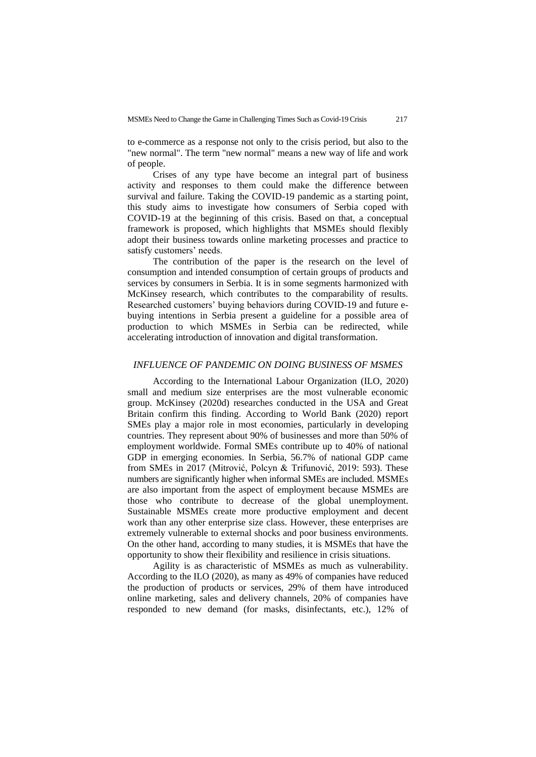to e-commerce as a response not only to the crisis period, but also to the "new normal". The term "new normal" means a new way of life and work of people.

Crises of any type have become an integral part of business activity and responses to them could make the difference between survival and failure. Taking the COVID-19 pandemic as a starting point, this study aims to investigate how consumers of Serbia coped with COVID-19 at the beginning of this crisis. Based on that, a conceptual framework is proposed, which highlights that MSMEs should flexibly adopt their business towards online marketing processes and practice to satisfy customers' needs.

The contribution of the paper is the research on the level of consumption and intended consumption of certain groups of products and services by consumers in Serbia. It is in some segments harmonized with McKinsey research, which contributes to the comparability of results. Researched customers' buying behaviors during COVID-19 and future e-buying intentions in Serbia present a guideline for a possible area of production to which MSMEs in Serbia can be redirected, while accelerating introduction of innovation and digital transformation.

## *INFLUENCE OF PANDEMIC ON DOING BUSINESS OF MSMES*

According to the International Labour Organization (ILO, 2020) small and medium size enterprises are the most vulnerable economic group. McKinsey (2020d) researches conducted in the USA and Great Britain confirm this finding. According to World Bank (2020) report SMEs play a major role in most economies, particularly in developing countries. They represent about 90% of businesses and more than 50% of employment worldwide. Formal SMEs contribute up to 40% of national GDP in emerging economies. In Serbia, 56.7% of national GDP came from SMEs in 2017 (Mitrović, Polcyn & Trifunović, 2019: 593). These numbers are significantly higher when informal SMEs are included. MSMEs are also important from the aspect of employment because MSMEs are those who contribute to decrease of the global unemployment. Sustainable MSMEs create more productive employment and decent work than any other enterprise size class. However, these enterprises are extremely vulnerable to external shocks and poor business environments. On the other hand, according to many studies, it is MSMEs that have the opportunity to show their flexibility and resilience in crisis situations.

Agility is as characteristic of MSMEs as much as vulnerability. According to the ILO (2020), as many as 49% of companies have reduced the production of products or services, 29% of them have introduced online marketing, sales and delivery channels, 20% of companies have responded to new demand (for masks, disinfectants, etc.), 12% of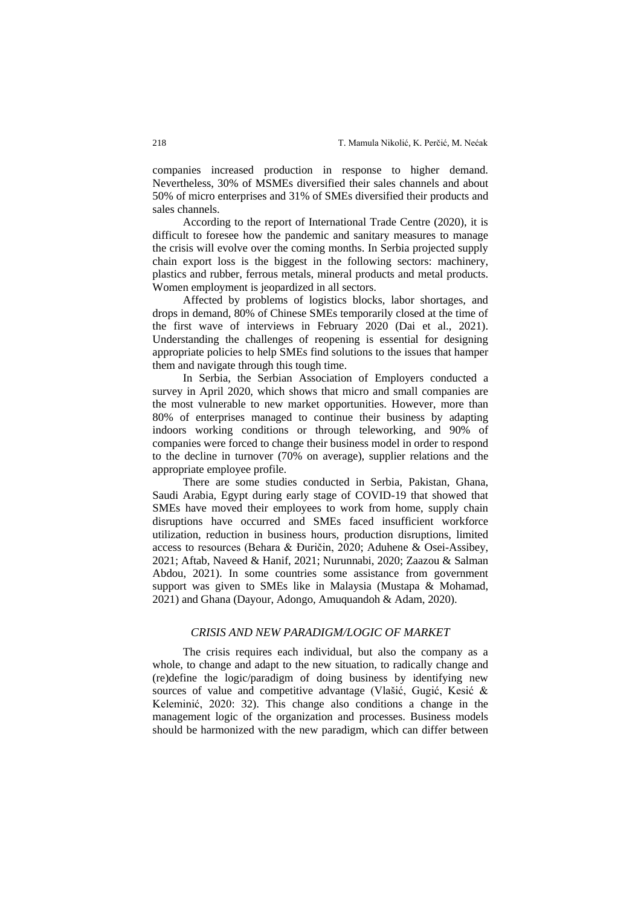companies increased production in response to higher demand. Nevertheless, 30% of MSMEs diversified their sales channels and about 50% of micro enterprises and 31% of SMEs diversified their products and sales channels.

According to the report of International Trade Centre (2020), it is difficult to foresee how the pandemic and sanitary measures to manage the crisis will evolve over the coming months. In Serbia projected supply chain export loss is the biggest in the following sectors: machinery, plastics and rubber, ferrous metals, mineral products and metal products. Women employment is jeopardized in all sectors.

Affected by problems of logistics blocks, labor shortages, and drops in demand, 80% of Chinese SMEs temporarily closed at the time of the first wave of interviews in February 2020 (Dai et al., 2021). Understanding the challenges of reopening is essential for designing appropriate policies to help SMEs find solutions to the issues that hamper them and navigate through this tough time.

In Serbia, the Serbian Association of Employers conducted a survey in April 2020, which shows that micro and small companies are the most vulnerable to new market opportunities. However, more than 80% of enterprises managed to continue their business by adapting indoors working conditions or through teleworking, and 90% of companies were forced to change their business model in order to respond to the decline in turnover (70% on average), supplier relations and the appropriate employee profile.

There are some studies conducted in Serbia, Pakistan, Ghana, Saudi Arabia, Egypt during early stage of COVID-19 that showed that SMEs have moved their employees to work from home, supply chain disruptions have occurred and SMEs faced insufficient workforce utilization, reduction in business hours, production disruptions, limited access to resources (Behara & Đuričin, 2020; Aduhene & Osei-Assibey, 2021; Aftab, Naveed & Hanif, 2021; Nurunnabi, 2020; Zaazou & Salman Abdou, 2021). In some countries some assistance from government support was given to SMEs like in Malaysia (Mustapa & Mohamad, 2021) and Ghana (Dayour, Adongo, Amuquandoh & Adam, 2020).

## *CRISIS AND NEW PARADIGM/LOGIC OF MARKET*

The crisis requires each individual, but also the company as a whole, to change and adapt to the new situation, to radically change and (re)define the logic/paradigm of doing business by identifying new sources of value and competitive advantage (Vlašić, Gugić, Kesić & Keleminić, 2020: 32). This change also conditions a change in the management logic of the organization and processes. Business models should be harmonized with the new paradigm, which can differ between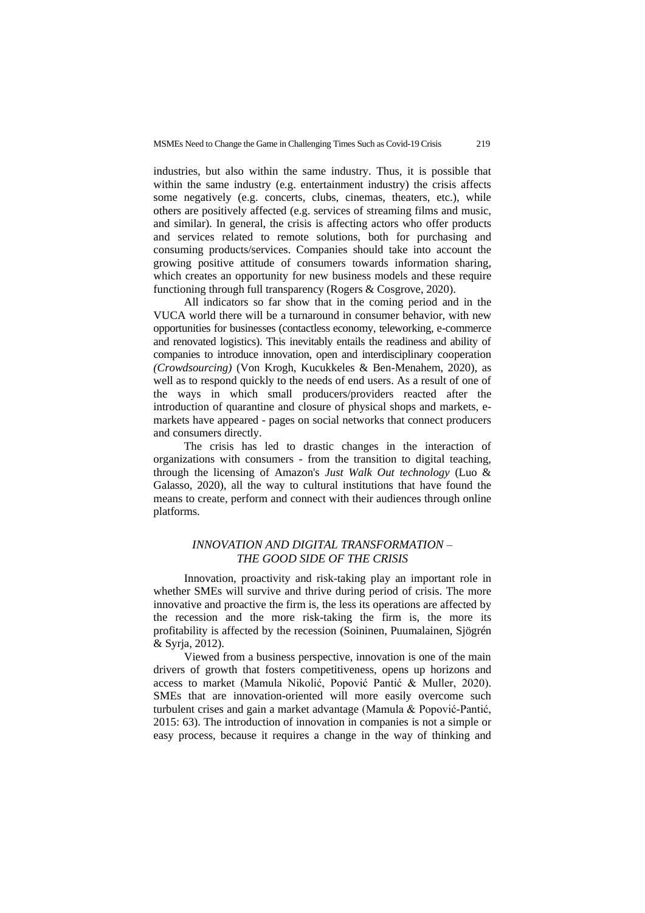industries, but also within the same industry. Thus, it is possible that within the same industry (e.g. entertainment industry) the crisis affects some negatively (e.g. concerts, clubs, cinemas, theaters, etc.), while others are positively affected (e.g. services of streaming films and music, and similar). In general, the crisis is affecting actors who offer products and services related to remote solutions, both for purchasing and consuming products/services. Companies should take into account the growing positive attitude of consumers towards information sharing, which creates an opportunity for new business models and these require functioning through full transparency (Rogers & Cosgrove, 2020).

All indicators so far show that in the coming period and in the VUCA world there will be a turnaround in consumer behavior, with new opportunities for businesses (contactless economy, teleworking, e-commerce and renovated logistics). This inevitably entails the readiness and ability of companies to introduce innovation, open and interdisciplinary cooperation *(Crowdsourcing)* (Von Krogh, Kucukkeles & Ben-Menahem, 2020), as well as to respond quickly to the needs of end users. As a result of one of the ways in which small producers/providers reacted after the introduction of quarantine and closure of physical shops and markets, e-markets have appeared - pages on social networks that connect producers and consumers directly.

The crisis has led to drastic changes in the interaction of organizations with consumers - from the transition to digital teaching, through the licensing of Amazon's *Just Walk Out technology* (Luo & Galasso, 2020), all the way to cultural institutions that have found the means to create, perform and connect with their audiences through online platforms.

## *INNOVATION AND DIGITAL TRANSFORMATION – THE GOOD SIDE OF THE CRISIS*

Innovation, proactivity and risk-taking play an important role in whether SMEs will survive and thrive during period of crisis. The more innovative and proactive the firm is, the less its operations are affected by the recession and the more risk-taking the firm is, the more its profitability is affected by the recession (Soininen, Puumalainen, Sjögrén & Syrja, 2012).

Viewed from a business perspective, innovation is one of the main drivers of growth that fosters competitiveness, opens up horizons and access to market (Mamula Nikolić, Popović Pantić & Muller, 2020). SMEs that are innovation-oriented will more easily overcome such turbulent crises and gain a market advantage (Mamula & Popović-Pantić, 2015: 63). The introduction of innovation in companies is not a simple or easy process, because it requires a change in the way of thinking and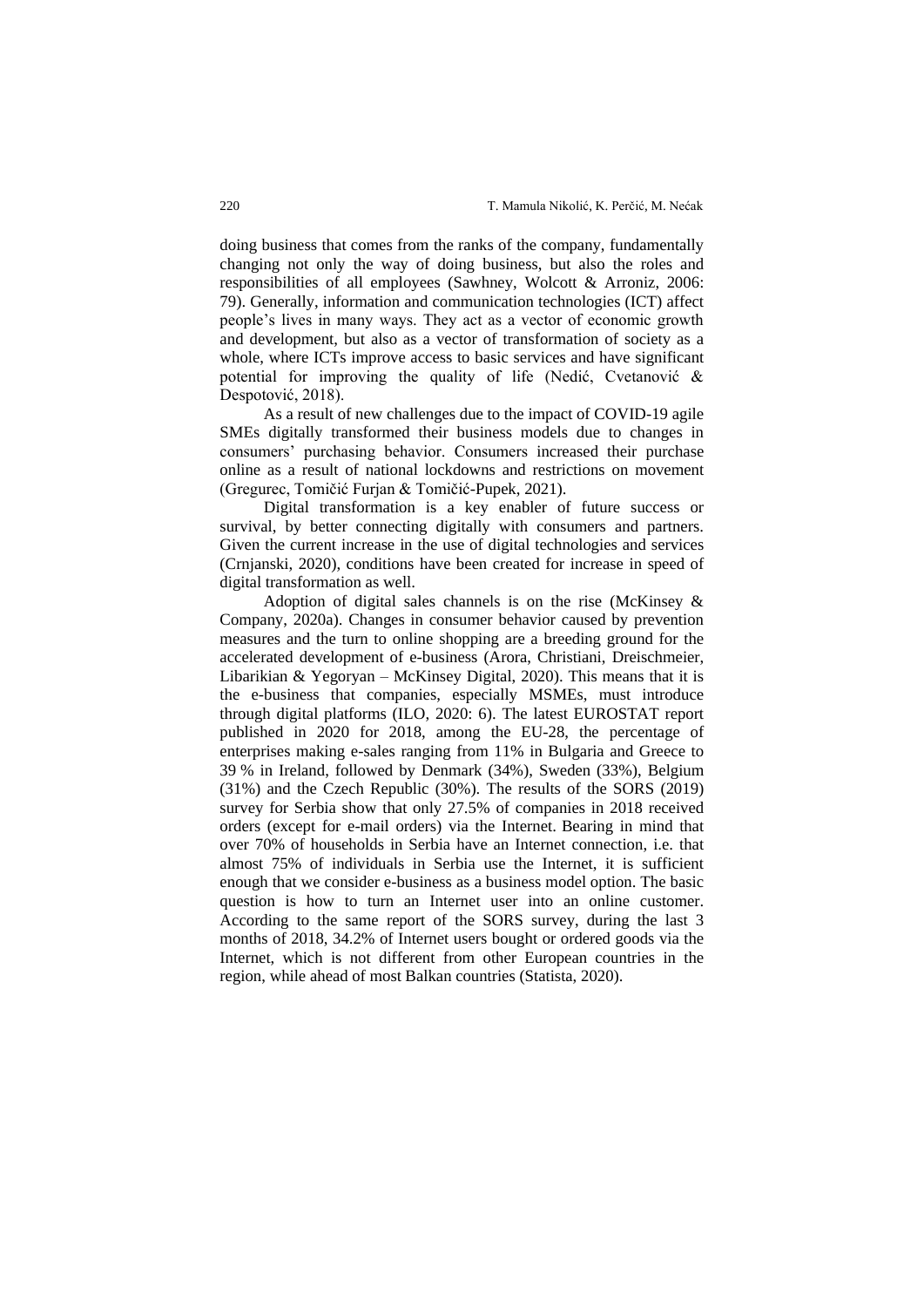doing business that comes from the ranks of the company, fundamentally changing not only the way of doing business, but also the roles and responsibilities of all employees (Sawhney, Wolcott & Arroniz, 2006: 79). Generally, information and communication technologies (ICT) affect people's lives in many ways. They act as a vector of economic growth and development, but also as a vector of transformation of society as a whole, where ICTs improve access to basic services and have significant potential for improving the quality of life (Nedić, Cvetanović & Despotović, 2018).

As a result of new challenges due to the impact of COVID-19 agile SMEs digitally transformed their business models due to changes in consumers' purchasing behavior. Consumers increased their purchase online as a result of national lockdowns and restrictions on movement (Gregurec, Tomičić Furjan & Tomičić-Pupek, 2021).

Digital transformation is a key enabler of future success or survival, by better connecting digitally with consumers and partners. Given the current increase in the use of digital technologies and services (Crnjanski, 2020), conditions have been created for increase in speed of digital transformation as well.

Adoption of digital sales channels is on the rise (McKinsey & Company, 2020a). Changes in consumer behavior caused by prevention measures and the turn to online shopping are a breeding ground for the accelerated development of e-business (Arora, Christiani, Dreischmeier, Libarikian & Yegoryan – McKinsey Digital, 2020). This means that it is the e-business that companies, especially MSMEs, must introduce through digital platforms (ILO, 2020: 6). The latest EUROSTAT report published in 2020 for 2018, among the EU-28, the percentage of enterprises making e-sales ranging from 11% in Bulgaria and Greece to 39 % in Ireland, followed by Denmark (34%), Sweden (33%), Belgium (31%) and the Czech Republic (30%). The results of the SORS (2019) survey for Serbia show that only 27.5% of companies in 2018 received orders (except for e-mail orders) via the Internet. Bearing in mind that over 70% of households in Serbia have an Internet connection, i.e. that almost 75% of individuals in Serbia use the Internet, it is sufficient enough that we consider e-business as a business model option. The basic question is how to turn an Internet user into an online customer. According to the same report of the SORS survey, during the last 3 months of 2018, 34.2% of Internet users bought or ordered goods via the Internet, which is not different from other European countries in the region, while ahead of most Balkan countries (Statista, 2020).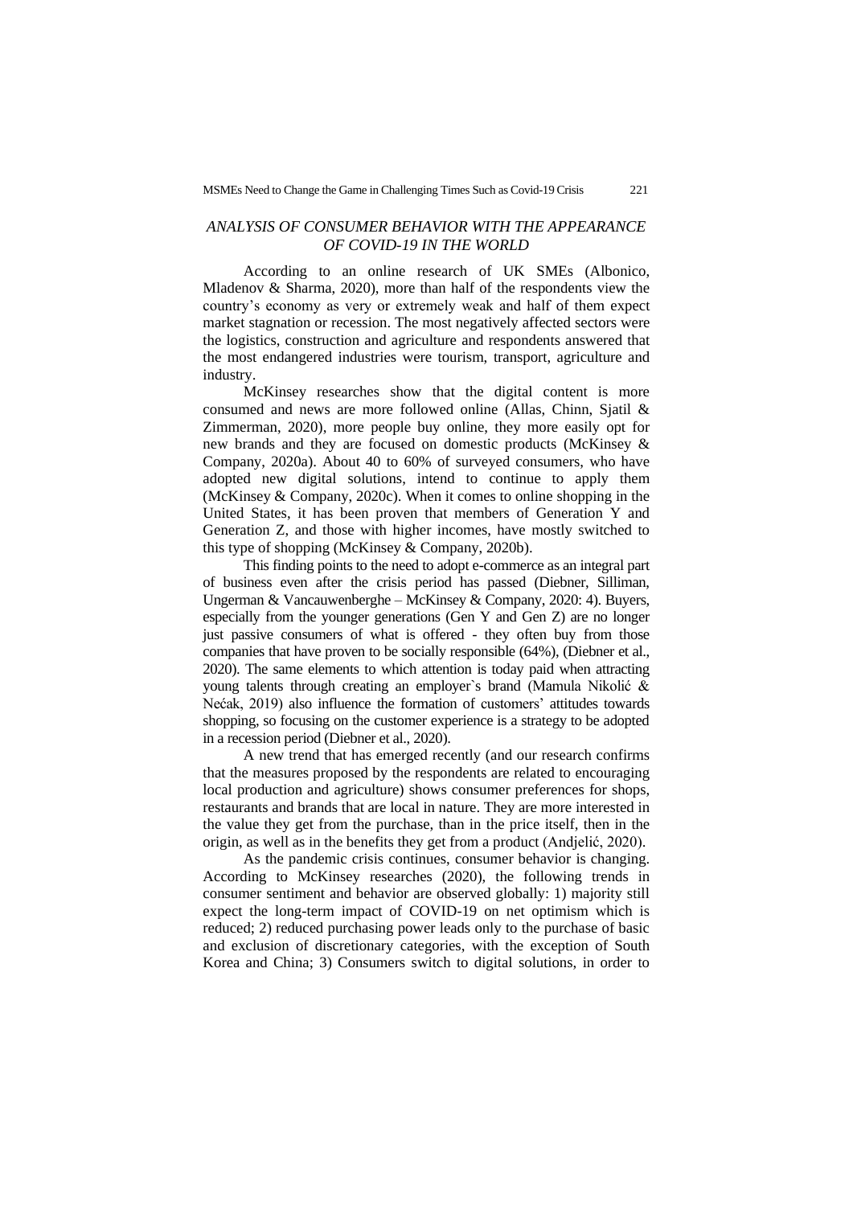## *ANALYSIS OF CONSUMER BEHAVIOR WITH THE APPEARANCE OF COVID-19 IN THE WORLD*

According to an online research of UK SMEs (Albonico, Mladenov & Sharma, 2020), more than half of the respondents view the country's economy as very or extremely weak and half of them expect market stagnation or recession. The most negatively affected sectors were the logistics, construction and agriculture and respondents answered that the most endangered industries were tourism, transport, agriculture and industry.

McKinsey researches show that the digital content is more consumed and news are more followed online (Allas, Chinn, Sjatil & Zimmerman, 2020), more people buy online, they more easily opt for new brands and they are focused on domestic products (McKinsey & Company, 2020a). About 40 to 60% of surveyed consumers, who have adopted new digital solutions, intend to continue to apply them (McKinsey & Company, 2020c). When it comes to online shopping in the United States, it has been proven that members of Generation Y and Generation Z, and those with higher incomes, have mostly switched to this type of shopping (McKinsey & Company, 2020b).

This finding points to the need to adopt e-commerce as an integral part of business even after the crisis period has passed (Diebner, Silliman, Ungerman & Vancauwenberghe – McKinsey & Company, 2020: 4). Buyers, especially from the younger generations (Gen Y and Gen Z) are no longer just passive consumers of what is offered - they often buy from those companies that have proven to be socially responsible (64%), (Diebner et al., 2020). The same elements to which attention is today paid when attracting young talents through creating an employer`s brand (Mamula Nikolić & Nećak, 2019) also influence the formation of customers' attitudes towards shopping, so focusing on the customer experience is a strategy to be adopted in a recession period (Diebner et al., 2020).

A new trend that has emerged recently (and our research confirms that the measures proposed by the respondents are related to encouraging local production and agriculture) shows consumer preferences for shops, restaurants and brands that are local in nature. They are more interested in the value they get from the purchase, than in the price itself, then in the origin, as well as in the benefits they get from a product (Andjelić, 2020).

As the pandemic crisis continues, consumer behavior is changing. According to McKinsey researches (2020), the following trends in consumer sentiment and behavior are observed globally: 1) majority still expect the long-term impact of COVID-19 on net optimism which is reduced; 2) reduced purchasing power leads only to the purchase of basic and exclusion of discretionary categories, with the exception of South Korea and China; 3) Consumers switch to digital solutions, in order to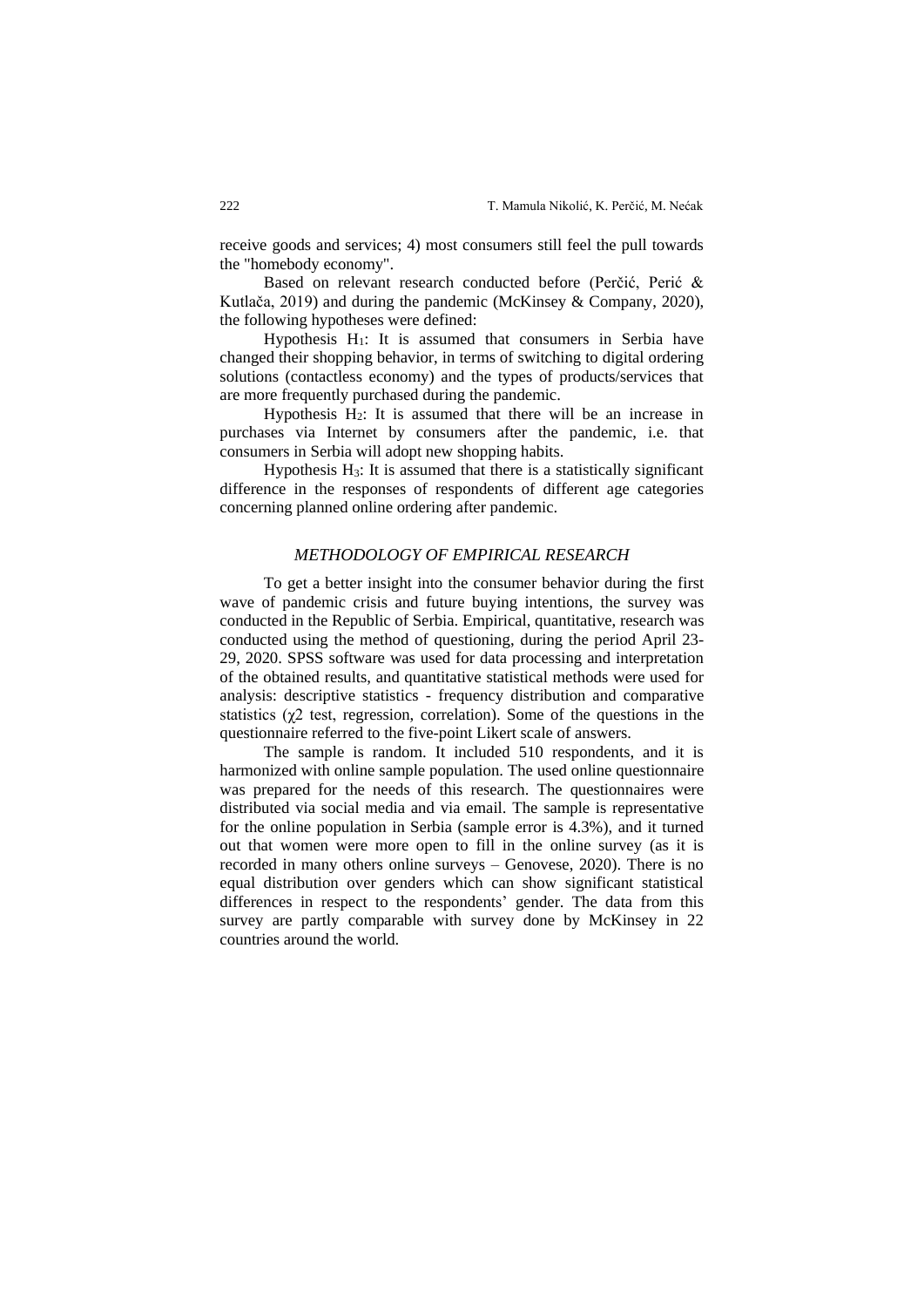receive goods and services; 4) most consumers still feel the pull towards the "homebody economy".

Based on relevant research conducted before (Perčić, Perić & Kutlača, 2019) and during the pandemic (McKinsey & Company, 2020), the following hypotheses were defined:

Hypothesis $H_1$: It is assumed that consumers in Serbia have changed their shopping behavior, in terms of switching to digital ordering solutions (contactless economy) and the types of products/services that are more frequently purchased during the pandemic.

Hypothesis $H_2$: It is assumed that there will be an increase in purchases via Internet by consumers after the pandemic, i.e. that consumers in Serbia will adopt new shopping habits.

Hypothesis $H_3$: It is assumed that there is a statistically significant difference in the responses of respondents of different age categories concerning planned online ordering after pandemic.

## *METHODOLOGY OF EMPIRICAL RESEARCH*

To get a better insight into the consumer behavior during the first wave of pandemic crisis and future buying intentions, the survey was conducted in the Republic of Serbia. Empirical, quantitative, research was conducted using the method of questioning, during the period April 23-29, 2020. SPSS software was used for data processing and interpretation of the obtained results, and quantitative statistical methods were used for analysis: descriptive statistics - frequency distribution and comparative statistics ($\chi 2$ test, regression, correlation). Some of the questions in the questionnaire referred to the five-point Likert scale of answers.

The sample is random. It included 510 respondents, and it is harmonized with online sample population. The used online questionnaire was prepared for the needs of this research. The questionnaires were distributed via social media and via email. The sample is representative for the online population in Serbia (sample error is 4.3%), and it turned out that women were more open to fill in the online survey (as it is recorded in many others online surveys – Genovese, 2020). There is no equal distribution over genders which can show significant statistical differences in respect to the respondents' gender. The data from this survey are partly comparable with survey done by McKinsey in 22 countries around the world.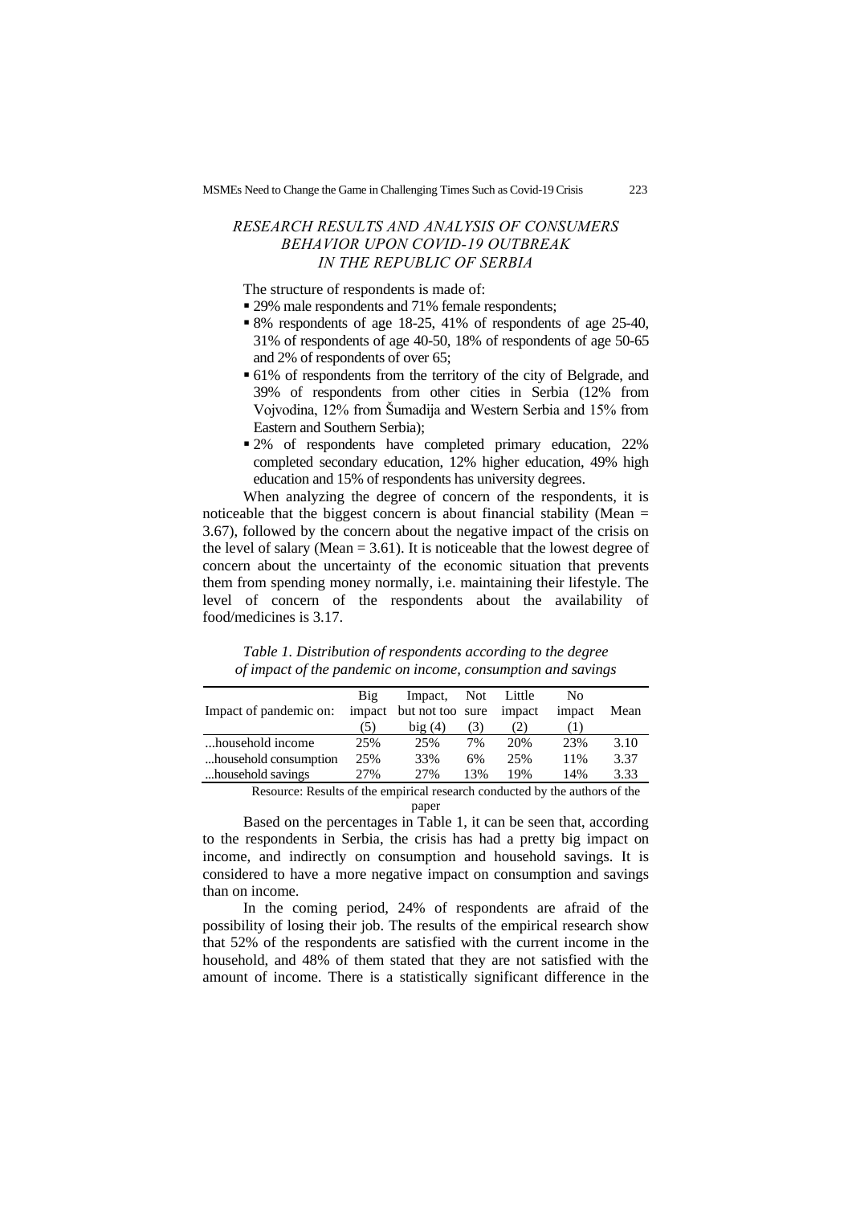## *RESEARCH RESULTS AND ANALYSIS OF CONSUMERS BEHAVIOR UPON COVID-19 OUTBREAK IN THE REPUBLIC OF SERBIA*

The structure of respondents is made of:

- 29% male respondents and 71% female respondents;
- 8% respondents of age 18-25, 41% of respondents of age 25-40, 31% of respondents of age 40-50, 18% of respondents of age 50-65 and 2% of respondents of over 65;
- 61% of respondents from the territory of the city of Belgrade, and 39% of respondents from other cities in Serbia (12% from Vojvodina, 12% from Šumadija and Western Serbia and 15% from Eastern and Southern Serbia);
- 2% of respondents have completed primary education, 22% completed secondary education, 12% higher education, 49% high education and 15% of respondents has university degrees.

When analyzing the degree of concern of the respondents, it is noticeable that the biggest concern is about financial stability (Mean = 3.67), followed by the concern about the negative impact of the crisis on the level of salary (Mean = 3.61). It is noticeable that the lowest degree of concern about the uncertainty of the economic situation that prevents them from spending money normally, i.e. maintaining their lifestyle. The level of concern of the respondents about the availability of food/medicines is 3.17.

*Table 1. Distribution of respondents according to the degree of impact of the pandemic on income, consumption and savings*

| Impact of pandemic on: | Big impact (5) | Impact, but not too big (4) | Not sure (3) | Little impact (2) | No impact (1) | Mean |
|---|---|---|---|---|---|---|
| ...household income | 25% | 25% | 7% | 20% | 23% | 3.10 |
| ...household consumption | 25% | 33% | 6% | 25% | 11% | 3.37 |
| ...household savings | 27% | 27% | 13% | 19% | 14% | 3.33 |

Resource: Results of the empirical research conducted by the authors of the paper

Based on the percentages in Table 1, it can be seen that, according to the respondents in Serbia, the crisis has had a pretty big impact on income, and indirectly on consumption and household savings. It is considered to have a more negative impact on consumption and savings than on income.

In the coming period, 24% of respondents are afraid of the possibility of losing their job. The results of the empirical research show that 52% of the respondents are satisfied with the current income in the household, and 48% of them stated that they are not satisfied with the amount of income. There is a statistically significant difference in the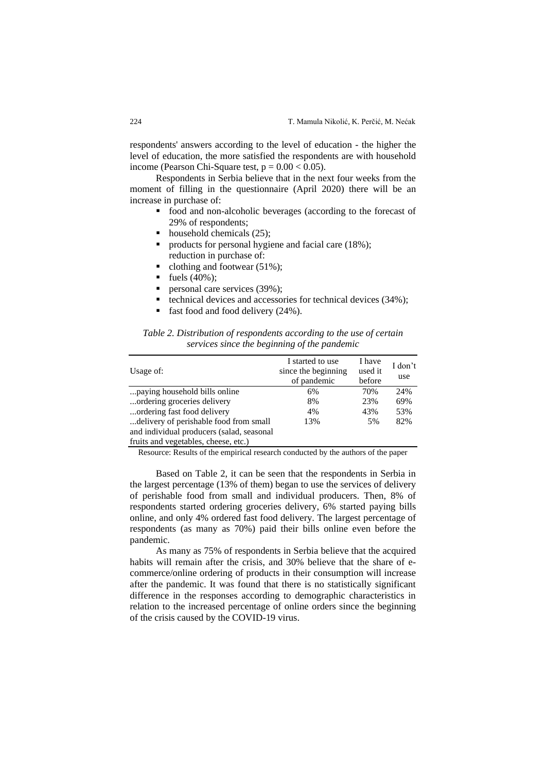respondents' answers according to the level of education - the higher the level of education, the more satisfied the respondents are with household income (Pearson Chi-Square test, $p = 0.00 < 0.05$).

Respondents in Serbia believe that in the next four weeks from the moment of filling in the questionnaire (April 2020) there will be an increase in purchase of:

- food and non-alcoholic beverages (according to the forecast of 29% of respondents;
- household chemicals (25);
- products for personal hygiene and facial care (18%); reduction in purchase of:
- clothing and footwear (51%);
- fuels (40%);
- personal care services (39%);
- technical devices and accessories for technical devices (34%);
- fast food and food delivery (24%).

*Table 2. Distribution of respondents according to the use of certain services since the beginning of the pandemic*

| Usage of: | I started to use since the beginning of pandemic | I have used it before | I don't use |
|---|---|---|---|
| ...paying household bills online | 6% | 70% | 24% |
| ...ordering groceries delivery | 8% | 23% | 69% |
| ...ordering fast food delivery | 4% | 43% | 53% |
| ...delivery of perishable food from small and individual producers (salad, seasonal fruits and vegetables, cheese, etc.) | 13% | 5% | 82% |

Resource: Results of the empirical research conducted by the authors of the paper

Based on Table 2, it can be seen that the respondents in Serbia in the largest percentage (13% of them) began to use the services of delivery of perishable food from small and individual producers. Then, 8% of respondents started ordering groceries delivery, 6% started paying bills online, and only 4% ordered fast food delivery. The largest percentage of respondents (as many as 70%) paid their bills online even before the pandemic.

As many as 75% of respondents in Serbia believe that the acquired habits will remain after the crisis, and 30% believe that the share of e-commerce/online ordering of products in their consumption will increase after the pandemic. It was found that there is no statistically significant difference in the responses according to demographic characteristics in relation to the increased percentage of online orders since the beginning of the crisis caused by the COVID-19 virus.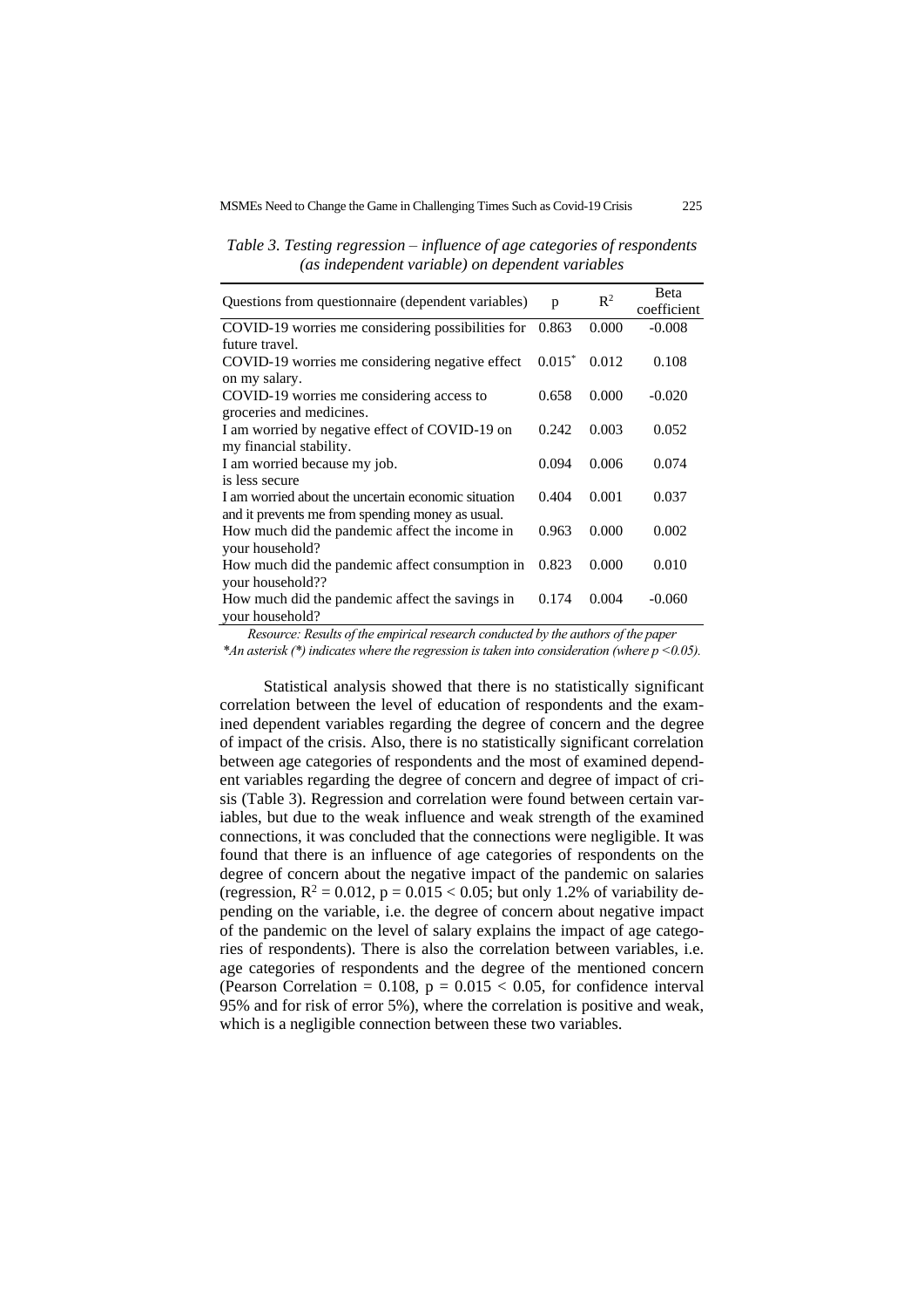*Table 3. Testing regression – influence of age categories of respondents (as independent variable) on dependent variables*

| Questions from questionnaire (dependent variables) | p | $R^2$ | Beta coefficient |
|---|---|---|---|
| COVID-19 worries me considering possibilities for future travel. | 0.863 | 0.000 | -0.008 |
| COVID-19 worries me considering negative effect on my salary. | 0.015* | 0.012 | 0.108 |
| COVID-19 worries me considering access to groceries and medicines. | 0.658 | 0.000 | -0.020 |
| I am worried by negative effect of COVID-19 on my financial stability. | 0.242 | 0.003 | 0.052 |
| I am worried because my job. is less secure | 0.094 | 0.006 | 0.074 |
| I am worried about the uncertain economic situation and it prevents me from spending money as usual. | 0.404 | 0.001 | 0.037 |
| How much did the pandemic affect the income in your household? | 0.963 | 0.000 | 0.002 |
| How much did the pandemic affect consumption in your household?? | 0.823 | 0.000 | 0.010 |
| How much did the pandemic affect the savings in your household? | 0.174 | 0.004 | -0.060 |

*Resource: Results of the empirical research conducted by the authors of the paper*

*\*An asterisk (\*) indicates where the regression is taken into consideration (where $p < 0.05$).*

Statistical analysis showed that there is no statistically significant correlation between the level of education of respondents and the examined dependent variables regarding the degree of concern and the degree of impact of the crisis. Also, there is no statistically significant correlation between age categories of respondents and the most of examined dependent variables regarding the degree of concern and degree of impact of crisis (Table 3). Regression and correlation were found between certain variables, but due to the weak influence and weak strength of the examined connections, it was concluded that the connections were negligible. It was found that there is an influence of age categories of respondents on the degree of concern about the negative impact of the pandemic on salaries (regression, $R^2 = 0.012$, $p = 0.015 < 0.05$; but only 1.2% of variability depending on the variable, i.e. the degree of concern about negative impact of the pandemic on the level of salary explains the impact of age categories of respondents). There is also the correlation between variables, i.e. age categories of respondents and the degree of the mentioned concern (Pearson Correlation = 0.108, $p = 0.015 < 0.05$, for confidence interval 95% and for risk of error 5%), where the correlation is positive and weak, which is a negligible connection between these two variables.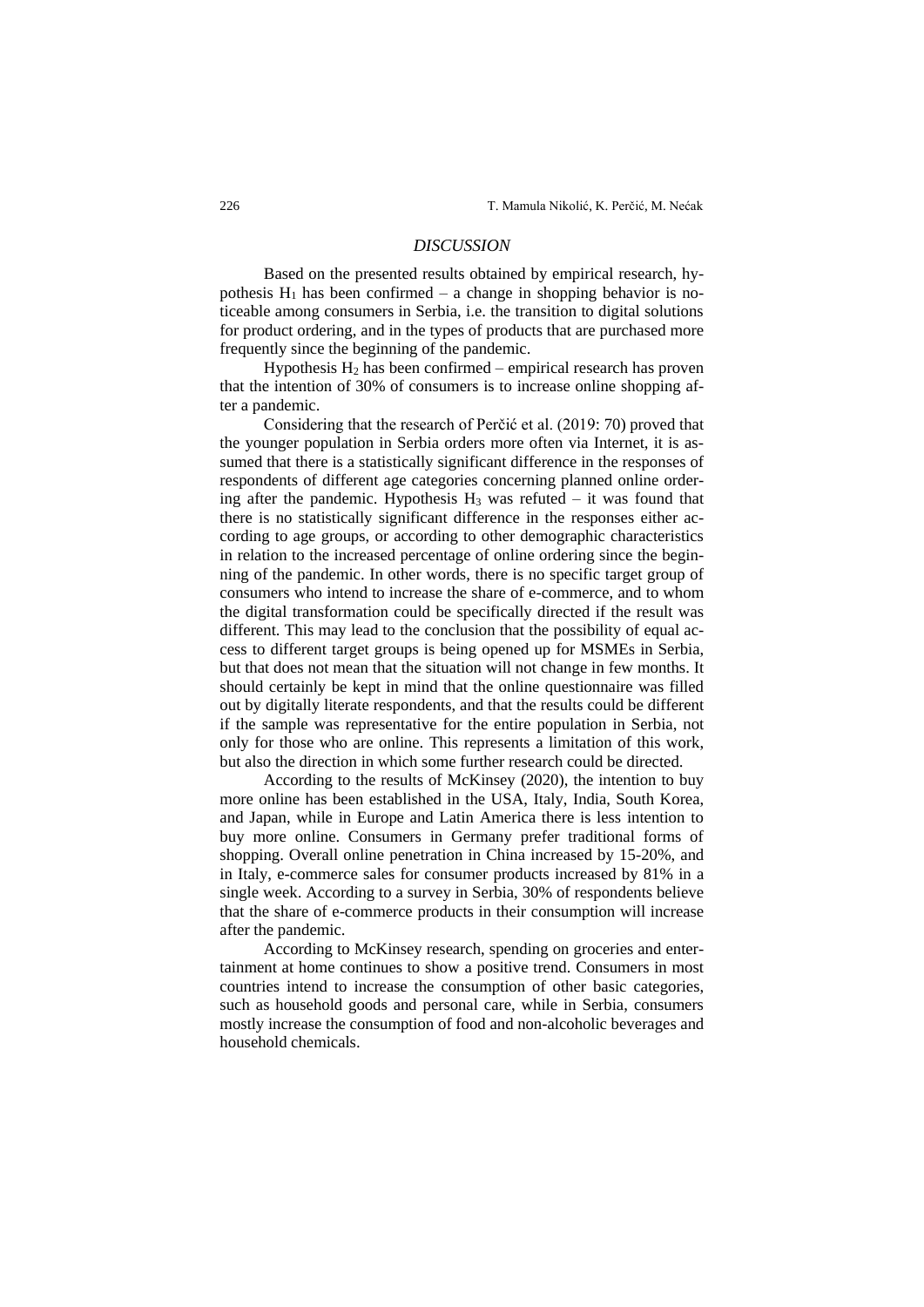## *DISCUSSION*

Based on the presented results obtained by empirical research, hypothesis $H_1$ has been confirmed – a change in shopping behavior is noticeable among consumers in Serbia, i.e. the transition to digital solutions for product ordering, and in the types of products that are purchased more frequently since the beginning of the pandemic.

Hypothesis $H_2$ has been confirmed – empirical research has proven that the intention of 30% of consumers is to increase online shopping after a pandemic.

Considering that the research of Perčić et al. (2019: 70) proved that the younger population in Serbia orders more often via Internet, it is assumed that there is a statistically significant difference in the responses of respondents of different age categories concerning planned online ordering after the pandemic. Hypothesis $H_3$ was refuted – it was found that there is no statistically significant difference in the responses either according to age groups, or according to other demographic characteristics in relation to the increased percentage of online ordering since the beginning of the pandemic. In other words, there is no specific target group of consumers who intend to increase the share of e-commerce, and to whom the digital transformation could be specifically directed if the result was different. This may lead to the conclusion that the possibility of equal access to different target groups is being opened up for MSMEs in Serbia, but that does not mean that the situation will not change in few months. It should certainly be kept in mind that the online questionnaire was filled out by digitally literate respondents, and that the results could be different if the sample was representative for the entire population in Serbia, not only for those who are online. This represents a limitation of this work, but also the direction in which some further research could be directed.

According to the results of McKinsey (2020), the intention to buy more online has been established in the USA, Italy, India, South Korea, and Japan, while in Europe and Latin America there is less intention to buy more online. Consumers in Germany prefer traditional forms of shopping. Overall online penetration in China increased by 15-20%, and in Italy, e-commerce sales for consumer products increased by 81% in a single week. According to a survey in Serbia, 30% of respondents believe that the share of e-commerce products in their consumption will increase after the pandemic.

According to McKinsey research, spending on groceries and entertainment at home continues to show a positive trend. Consumers in most countries intend to increase the consumption of other basic categories, such as household goods and personal care, while in Serbia, consumers mostly increase the consumption of food and non-alcoholic beverages and household chemicals.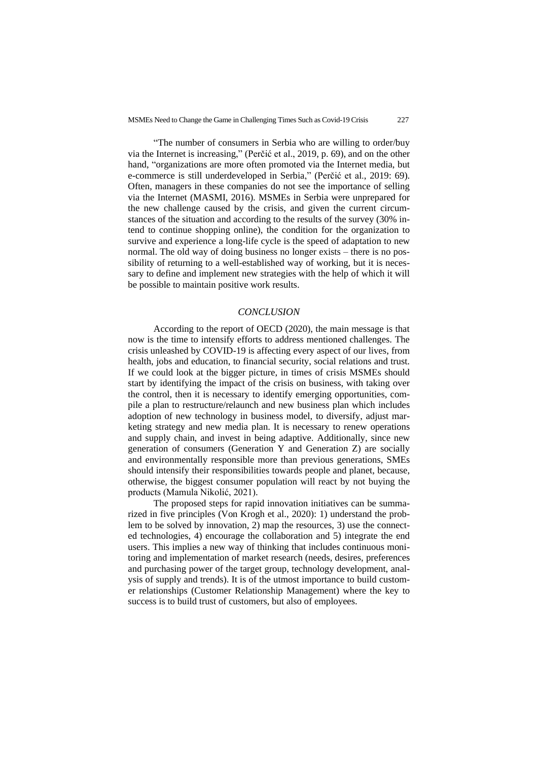"The number of consumers in Serbia who are willing to order/buy via the Internet is increasing," (Perčić et al., 2019, p. 69), and on the other hand, "organizations are more often promoted via the Internet media, but e-commerce is still underdeveloped in Serbia," (Perčić et al., 2019: 69). Often, managers in these companies do not see the importance of selling via the Internet (MASMI, 2016). MSMEs in Serbia were unprepared for the new challenge caused by the crisis, and given the current circumstances of the situation and according to the results of the survey (30% intend to continue shopping online), the condition for the organization to survive and experience a long-life cycle is the speed of adaptation to new normal. The old way of doing business no longer exists – there is no possibility of returning to a well-established way of working, but it is necessary to define and implement new strategies with the help of which it will be possible to maintain positive work results.

## *CONCLUSION*

According to the report of OECD (2020), the main message is that now is the time to intensify efforts to address mentioned challenges. The crisis unleashed by COVID-19 is affecting every aspect of our lives, from health, jobs and education, to financial security, social relations and trust. If we could look at the bigger picture, in times of crisis MSMEs should start by identifying the impact of the crisis on business, with taking over the control, then it is necessary to identify emerging opportunities, compile a plan to restructure/relaunch and new business plan which includes adoption of new technology in business model, to diversify, adjust marketing strategy and new media plan. It is necessary to renew operations and supply chain, and invest in being adaptive. Additionally, since new generation of consumers (Generation Y and Generation Z) are socially and environmentally responsible more than previous generations, SMEs should intensify their responsibilities towards people and planet, because, otherwise, the biggest consumer population will react by not buying the products (Mamula Nikolić, 2021).

The proposed steps for rapid innovation initiatives can be summarized in five principles (Von Krogh et al., 2020): 1) understand the problem to be solved by innovation, 2) map the resources, 3) use the connected technologies, 4) encourage the collaboration and 5) integrate the end users. This implies a new way of thinking that includes continuous monitoring and implementation of market research (needs, desires, preferences and purchasing power of the target group, technology development, analysis of supply and trends). It is of the utmost importance to build customer relationships (Customer Relationship Management) where the key to success is to build trust of customers, but also of employees.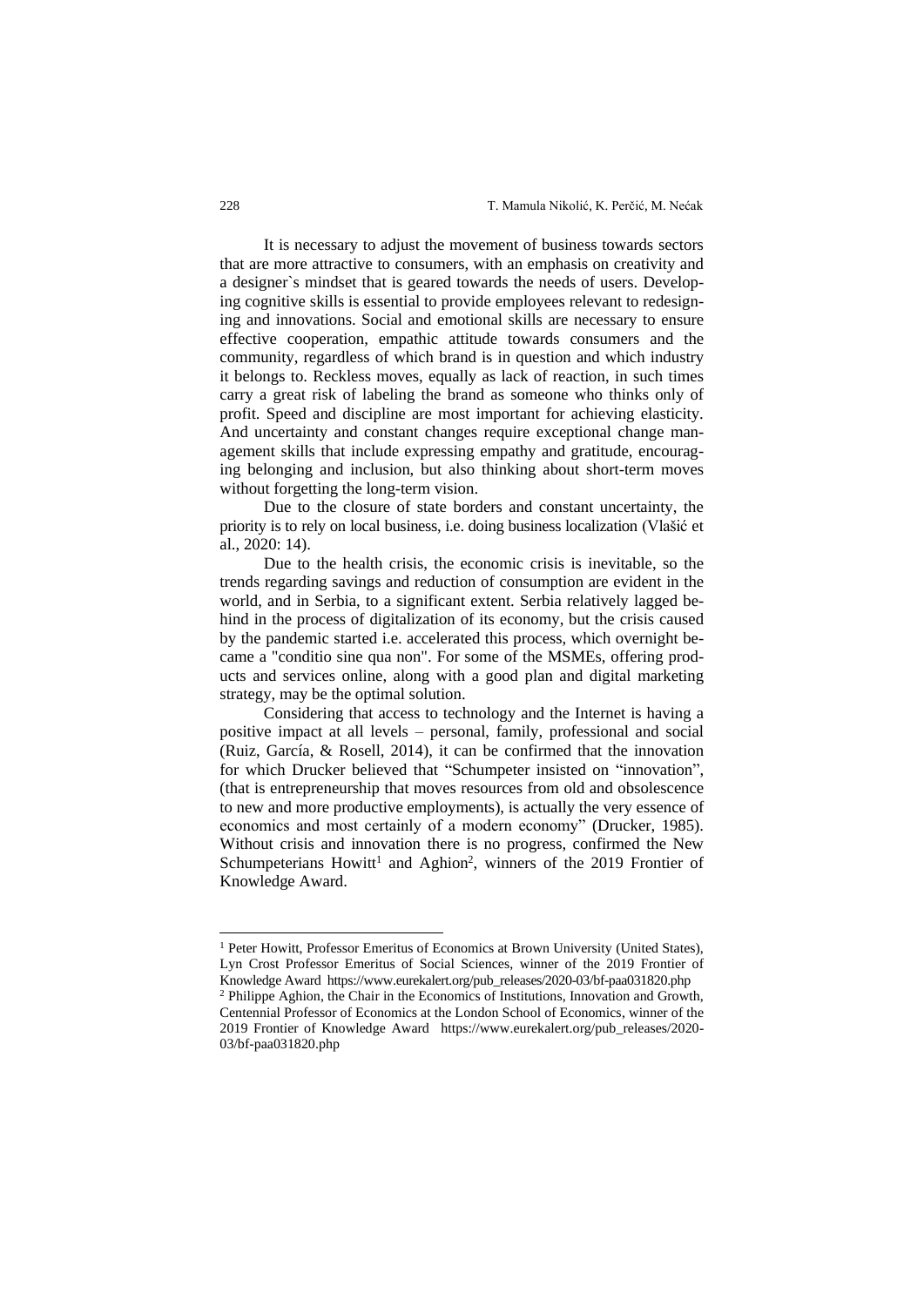It is necessary to adjust the movement of business towards sectors that are more attractive to consumers, with an emphasis on creativity and a designer`s mindset that is geared towards the needs of users. Developing cognitive skills is essential to provide employees relevant to redesigning and innovations. Social and emotional skills are necessary to ensure effective cooperation, empathic attitude towards consumers and the community, regardless of which brand is in question and which industry it belongs to. Reckless moves, equally as lack of reaction, in such times carry a great risk of labeling the brand as someone who thinks only of profit. Speed and discipline are most important for achieving elasticity. And uncertainty and constant changes require exceptional change management skills that include expressing empathy and gratitude, encouraging belonging and inclusion, but also thinking about short-term moves without forgetting the long-term vision.

Due to the closure of state borders and constant uncertainty, the priority is to rely on local business, i.e. doing business localization (Vlašić et al., 2020: 14).

Due to the health crisis, the economic crisis is inevitable, so the trends regarding savings and reduction of consumption are evident in the world, and in Serbia, to a significant extent. Serbia relatively lagged behind in the process of digitalization of its economy, but the crisis caused by the pandemic started i.e. accelerated this process, which overnight became a "conditio sine qua non". For some of the MSMEs, offering products and services online, along with a good plan and digital marketing strategy, may be the optimal solution.

Considering that access to technology and the Internet is having a positive impact at all levels – personal, family, professional and social (Ruiz, García, & Rosell, 2014), it can be confirmed that the innovation for which Drucker believed that "Schumpeter insisted on "innovation", (that is entrepreneurship that moves resources from old and obsolescence to new and more productive employments), is actually the very essence of economics and most certainly of a modern economy" (Drucker, 1985). Without crisis and innovation there is no progress, confirmed the New Schumpeterians Howitt[1] and Aghion[2], winners of the 2019 Frontier of Knowledge Award.

---

[1] Peter Howitt, Professor Emeritus of Economics at Brown University (United States), Lyn Crost Professor Emeritus of Social Sciences, winner of the 2019 Frontier of Knowledge Award https://www.eurekalert.org/pub_releases/2020-03/bf-paa031820.php

[2] Philippe Aghion, the Chair in the Economics of Institutions, Innovation and Growth, Centennial Professor of Economics at the London School of Economics, winner of the 2019 Frontier of Knowledge Award https://www.eurekalert.org/pub_releases/2020-03/bf-paa031820.php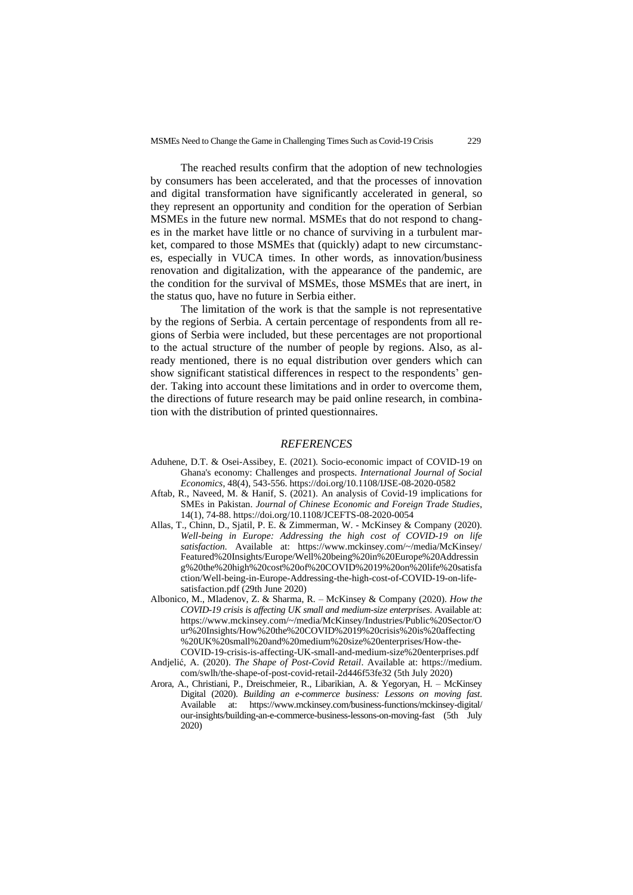The reached results confirm that the adoption of new technologies by consumers has been accelerated, and that the processes of innovation and digital transformation have significantly accelerated in general, so they represent an opportunity and condition for the operation of Serbian MSMEs in the future new normal. MSMEs that do not respond to changes in the market have little or no chance of surviving in a turbulent market, compared to those MSMEs that (quickly) adapt to new circumstances, especially in VUCA times. In other words, as innovation/business renovation and digitalization, with the appearance of the pandemic, are the condition for the survival of MSMEs, those MSMEs that are inert, in the status quo, have no future in Serbia either.

The limitation of the work is that the sample is not representative by the regions of Serbia. A certain percentage of respondents from all regions of Serbia were included, but these percentages are not proportional to the actual structure of the number of people by regions. Also, as already mentioned, there is no equal distribution over genders which can show significant statistical differences in respect to the respondents' gender. Taking into account these limitations and in order to overcome them, the directions of future research may be paid online research, in combination with the distribution of printed questionnaires.

## *REFERENCES*

Aduhene, D.T. & Osei-Assibey, E. (2021). Socio-economic impact of COVID-19 on Ghana's economy: Challenges and prospects. *International Journal of Social Economics*, 48(4), 543-556. https://doi.org/10.1108/IJSE-08-2020-0582

Aftab, R., Naveed, M. & Hanif, S. (2021). An analysis of Covid-19 implications for SMEs in Pakistan. *Journal of Chinese Economic and Foreign Trade Studies*, 14(1), 74-88. https://doi.org/10.1108/JCEFTS-08-2020-0054

Allas, T., Chinn, D., Sjatil, P. E. & Zimmerman, W. - McKinsey & Company (2020). *Well-being in Europe: Addressing the high cost of COVID-19 on life satisfaction*. Available at: https://www.mckinsey.com/~/media/McKinsey/Featured%20Insights/Europe/Well%20being%20in%20Europe%20Addressing%20the%20high%20cost%20of%20COVID%2019%20on%20life%20satisfaction/Well-being-in-Europe-Addressing-the-high-cost-of-COVID-19-on-life-satisfaction.pdf (29th June 2020)

Albonico, M., Mladenov, Z. & Sharma, R. – McKinsey & Company (2020). *How the COVID-19 crisis is affecting UK small and medium-size enterprises*. Available at: https://www.mckinsey.com/~/media/McKinsey/Industries/Public%20Sector/Our%20Insights/How%20the%20COVID%2019%20crisis%20is%20affecting%20UK%20small%20and%20medium%20size%20enterprises/How-the-COVID-19-crisis-is-affecting-UK-small-and-medium-size%20enterprises.pdf

Andjelić, A. (2020). *The Shape of Post-Covid Retail*. Available at: https://medium.com/swlh/the-shape-of-post-covid-retail-2d446f53fe32 (5th July 2020)

Arora, A., Christiani, P., Dreischmeier, R., Libarikian, A. & Yegoryan, H. – McKinsey Digital (2020). *Building an e-commerce business: Lessons on moving fast*. Available at: https://www.mckinsey.com/business-functions/mckinsey-digital/our-insights/building-an-e-commerce-business-lessons-on-moving-fast (5th July 2020)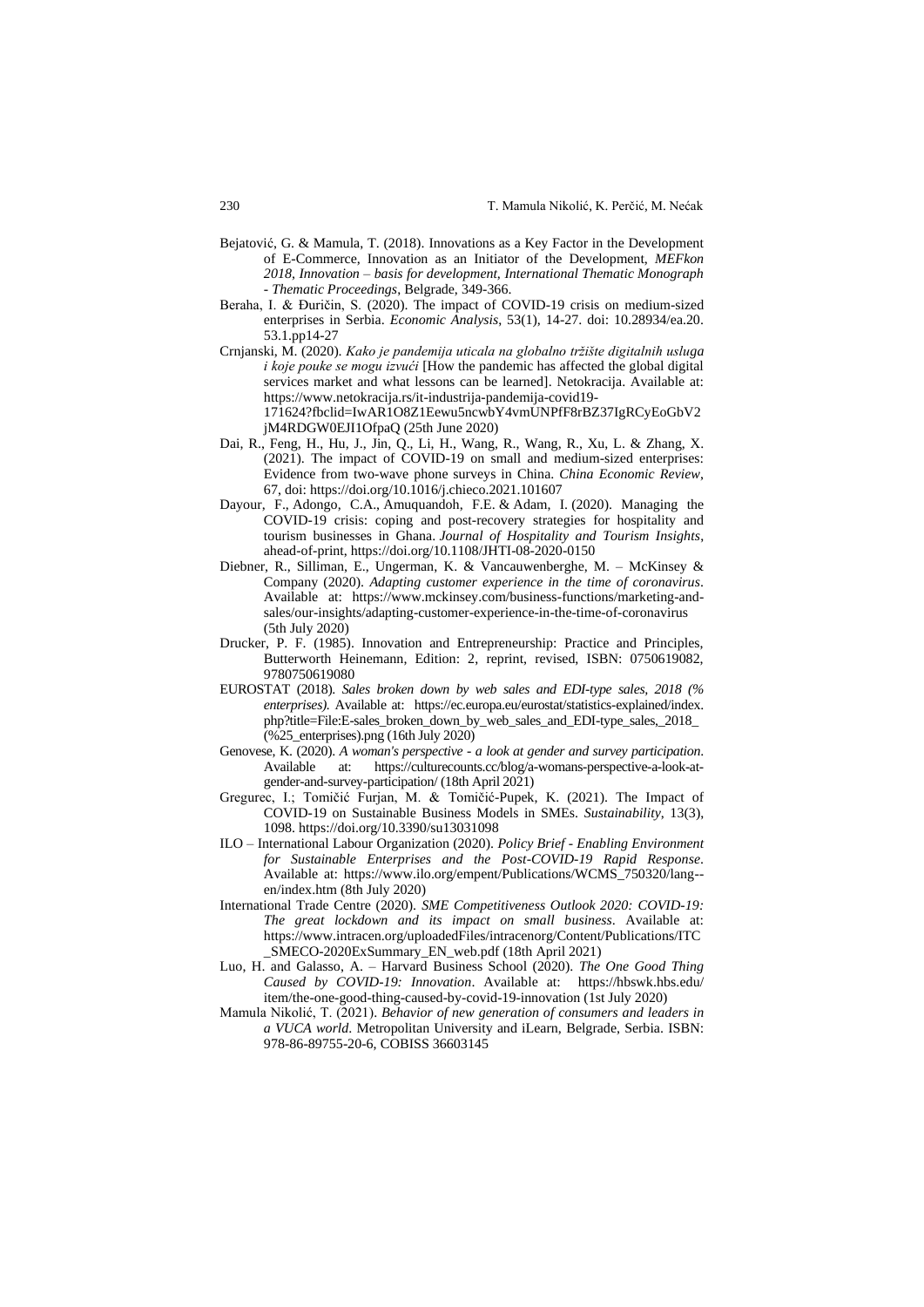Bejatović, G. & Mamula, T. (2018). Innovations as a Key Factor in the Development of E-Commerce, Innovation as an Initiator of the Development, *MEFkon 2018, Innovation – basis for development, International Thematic Monograph - Thematic Proceedings*, Belgrade, 349-366.

Beraha, I. & Đuričin, S. (2020). The impact of COVID-19 crisis on medium-sized enterprises in Serbia. *Economic Analysis*, 53(1), 14-27. doi: 10.28934/ea.20.53.1.pp14-27

Crnjanski, M. (2020). *Kako je pandemija uticala na globalno tržište digitalnih usluga i koje pouke se mogu izvući* [How the pandemic has affected the global digital services market and what lessons can be learned]. Netokracija. Available at: https://www.netokracija.rs/it-industrija-pandemija-covid19-171624?fbclid=IwAR1O8Z1Eewu5ncwbY4vmUNPfF8rBZ37IgRCyEoGbV2jM4RDGW0EJI1OfpaQ (25th June 2020)

Dai, R., Feng, H., Hu, J., Jin, Q., Li, H., Wang, R., Wang, R., Xu, L. & Zhang, X. (2021). The impact of COVID-19 on small and medium-sized enterprises: Evidence from two-wave phone surveys in China. *China Economic Review*, 67, doi: https://doi.org/10.1016/j.chieco.2021.101607

Dayour, F., Adongo, C.A., Amuquandoh, F.E. & Adam, I. (2020). Managing the COVID-19 crisis: coping and post-recovery strategies for hospitality and tourism businesses in Ghana. *Journal of Hospitality and Tourism Insights*, ahead-of-print, https://doi.org/10.1108/JHTI-08-2020-0150

Diebner, R., Silliman, E., Ungerman, K. & Vancauwenberghe, M. – McKinsey & Company (2020). *Adapting customer experience in the time of coronavirus*. Available at: https://www.mckinsey.com/business-functions/marketing-and-sales/our-insights/adapting-customer-experience-in-the-time-of-coronavirus (5th July 2020)

Drucker, P. F. (1985). Innovation and Entrepreneurship: Practice and Principles, Butterworth Heinemann, Edition: 2, reprint, revised, ISBN: 0750619082, 9780750619080

EUROSTAT (2018). *Sales broken down by web sales and EDI-type sales, 2018 (% enterprises).* Available at: https://ec.europa.eu/eurostat/statistics-explained/index.php?title=File:E-sales_broken_down_by_web_sales_and_EDI-type_sales,_2018_(%25_enterprises).png (16th July 2020)

Genovese, K. (2020). *A woman's perspective - a look at gender and survey participation.* Available at: https://culturecounts.cc/blog/a-womans-perspective-a-look-at-gender-and-survey-participation/ (18th April 2021)

Gregurec, I.; Tomičić Furjan, M. & Tomičić-Pupek, K. (2021). The Impact of COVID-19 on Sustainable Business Models in SMEs. *Sustainability*, 13(3), 1098. https://doi.org/10.3390/su13031098

ILO – International Labour Organization (2020). *Policy Brief - Enabling Environment for Sustainable Enterprises and the Post-COVID-19 Rapid Response*. Available at: https://www.ilo.org/empent/Publications/WCMS_750320/lang--en/index.htm (8th July 2020)

International Trade Centre (2020). *SME Competitiveness Outlook 2020: COVID-19: The great lockdown and its impact on small business*. Available at: https://www.intracen.org/uploadedFiles/intracenorg/Content/Publications/ITC_SMECO-2020ExSummary_EN_web.pdf (18th April 2021)

Luo, H. and Galasso, A. – Harvard Business School (2020). *The One Good Thing Caused by COVID-19: Innovation*. Available at: https://hbswk.hbs.edu/item/the-one-good-thing-caused-by-covid-19-innovation (1st July 2020)

Mamula Nikolić, T. (2021). *Behavior of new generation of consumers and leaders in a VUCA world*. Metropolitan University and iLearn, Belgrade, Serbia. ISBN: 978-86-89755-20-6, COBISS 36603145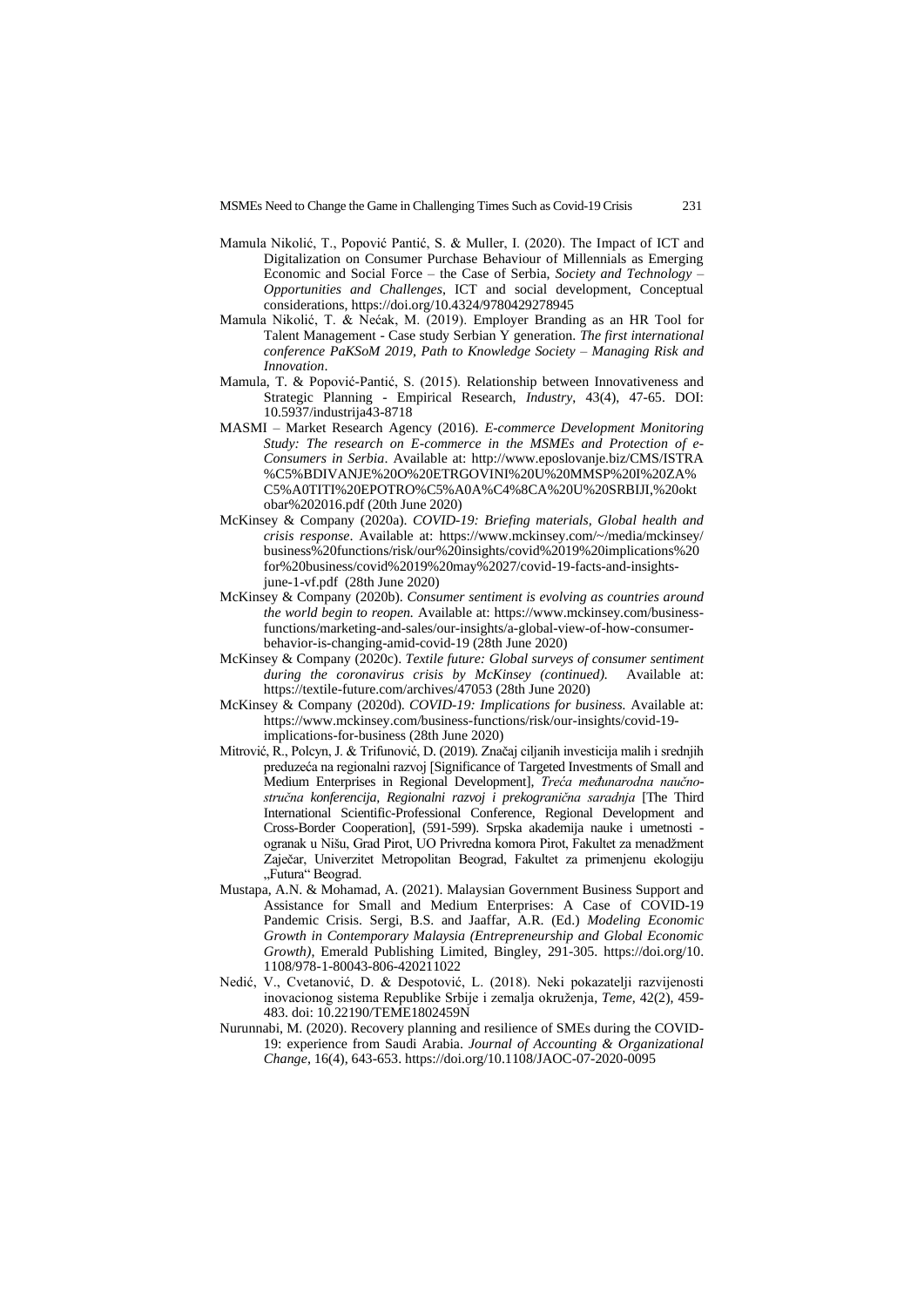Mamula Nikolić, T., Popović Pantić, S. & Muller, I. (2020). The Impact of ICT and Digitalization on Consumer Purchase Behaviour of Millennials as Emerging Economic and Social Force – the Case of Serbia, *Society and Technology – Opportunities and Challenges*, ICT and social development, Conceptual considerations, https://doi.org/10.4324/9780429278945

Mamula Nikolić, T. & Nećak, M. (2019). Employer Branding as an HR Tool for Talent Management - Case study Serbian Y generation. *The first international conference PaKSoM 2019, Path to Knowledge Society – Managing Risk and Innovation*.

Mamula, T. & Popović-Pantić, S. (2015). Relationship between Innovativeness and Strategic Planning - Empirical Research, *Industry*, 43(4), 47-65. DOI: 10.5937/industrija43-8718

MASMI – Market Research Agency (2016). *E-commerce Development Monitoring Study: The research on E-commerce in the MSMEs and Protection of e-Consumers in Serbia*. Available at: http://www.eposlovanje.biz/CMS/ISTRA%C5%BDIVANJE%20O%20ETRGOVINI%20U%20MMSP%20I%20ZA%C5%A0TITI%20EPOTRO%C5%A0A%C4%8CA%20U%20SRBIJI,%20oktobar%202016.pdf (20th June 2020)

McKinsey & Company (2020a). *COVID-19: Briefing materials, Global health and crisis response*. Available at: https://www.mckinsey.com/~/media/mckinsey/business%20functions/risk/our%20insights/covid%2019%20implications%20for%20business/covid%2019%20may%2027/covid-19-facts-and-insights-june-1-vf.pdf (28th June 2020)

McKinsey & Company (2020b). *Consumer sentiment is evolving as countries around the world begin to reopen.* Available at: https://www.mckinsey.com/business-functions/marketing-and-sales/our-insights/a-global-view-of-how-consumer-behavior-is-changing-amid-covid-19 (28th June 2020)

McKinsey & Company (2020c). *Textile future: Global surveys of consumer sentiment during the coronavirus crisis by McKinsey (continued).* Available at: https://textile-future.com/archives/47053 (28th June 2020)

McKinsey & Company (2020d). *COVID-19: Implications for business.* Available at: https://www.mckinsey.com/business-functions/risk/our-insights/covid-19-implications-for-business (28th June 2020)

Mitrović, R., Polcyn, J. & Trifunović, D. (2019). Značaj ciljanih investicija malih i srednjih preduzeća na regionalni razvoj [Significance of Targeted Investments of Small and Medium Enterprises in Regional Development], *Treća međunarodna naučno-stručna konferencija, Regionalni razvoj i prekogranična saradnja* [The Third International Scientific-Professional Conference, Regional Development and Cross-Border Cooperation], (591-599). Srpska akademija nauke i umetnosti - ogranak u Nišu, Grad Pirot, UO Privredna komora Pirot, Fakultet za menadžment Zaječar, Univerzitet Metropolitan Beograd, Fakultet za primenjenu ekologiju „Futura" Beograd.

Mustapa, A.N. & Mohamad, A. (2021). Malaysian Government Business Support and Assistance for Small and Medium Enterprises: A Case of COVID-19 Pandemic Crisis. Sergi, B.S. and Jaaffar, A.R. (Ed.) *Modeling Economic Growth in Contemporary Malaysia (Entrepreneurship and Global Economic Growth)*, Emerald Publishing Limited, Bingley, 291-305. https://doi.org/10.1108/978-1-80043-806-420211022

Nedić, V., Cvetanović, D. & Despotović, L. (2018). Neki pokazatelji razvijenosti inovacionog sistema Republike Srbije i zemalja okruženja, *Teme*, 42(2), 459-483. doi: 10.22190/TEME1802459N

Nurunnabi, M. (2020). Recovery planning and resilience of SMEs during the COVID-19: experience from Saudi Arabia. *Journal of Accounting & Organizational Change*, 16(4), 643-653. https://doi.org/10.1108/JAOC-07-2020-0095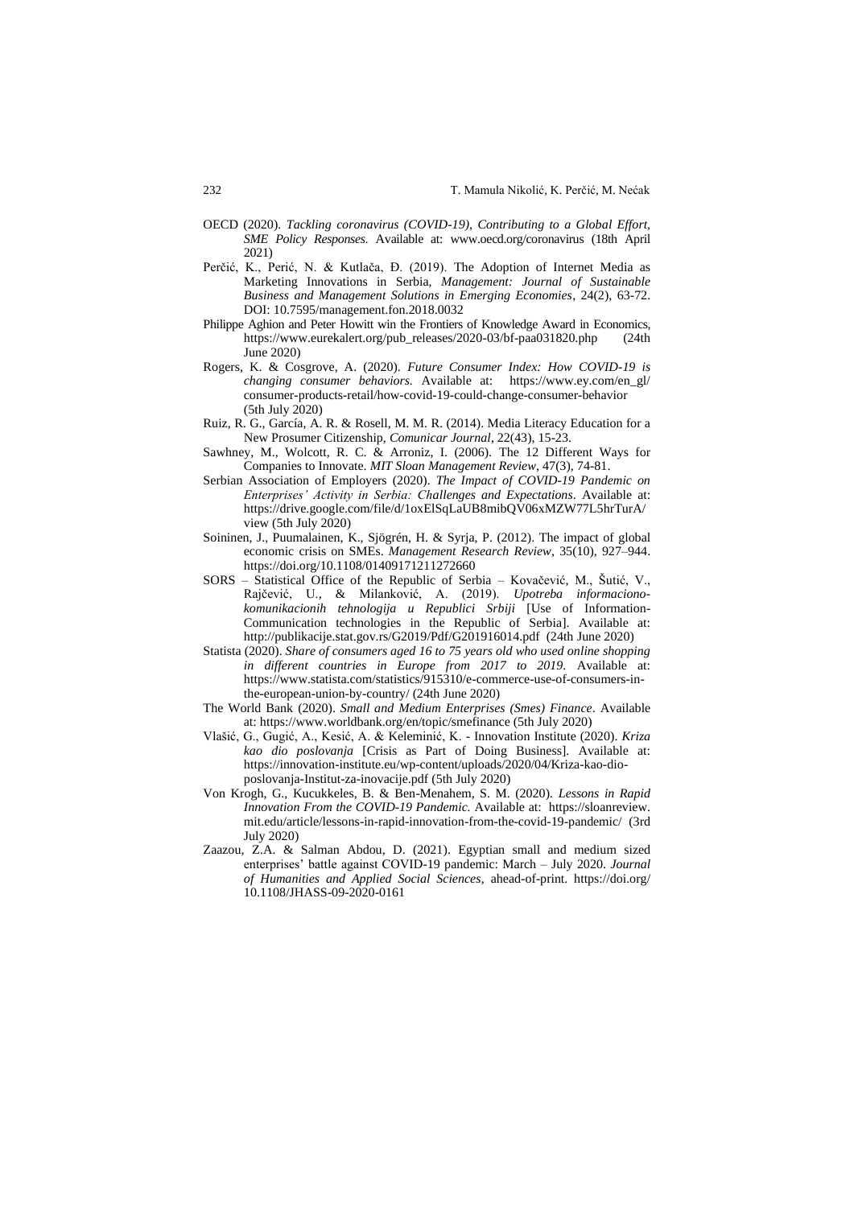OECD (2020). *Tackling coronavirus (COVID-19), Contributing to a Global Effort, SME Policy Responses.* Available at: www.oecd.org/coronavirus (18th April 2021)

Perčić, K., Perić, N. & Kutlača, Đ. (2019). The Adoption of Internet Media as Marketing Innovations in Serbia, *Management: Journal of Sustainable Business and Management Solutions in Emerging Economies*, 24(2), 63-72. DOI: 10.7595/management.fon.2018.0032

Philippe Aghion and Peter Howitt win the Frontiers of Knowledge Award in Economics, https://www.eurekalert.org/pub_releases/2020-03/bf-paa031820.php (24th June 2020)

Rogers, K. & Cosgrove, A. (2020). *Future Consumer Index: How COVID-19 is changing consumer behaviors.* Available at: https://www.ey.com/en_gl/consumer-products-retail/how-covid-19-could-change-consumer-behavior (5th July 2020)

Ruiz, R. G., García, A. R. & Rosell, M. M. R. (2014). Media Literacy Education for a New Prosumer Citizenship, *Comunicar Journal*, 22(43), 15-23.

Sawhney, M., Wolcott, R. C. & Arroniz, I. (2006). The 12 Different Ways for Companies to Innovate. *MIT Sloan Management Review*, 47(3), 74-81.

Serbian Association of Employers (2020). *The Impact of COVID-19 Pandemic on Enterprises' Activity in Serbia: Challenges and Expectations*. Available at: https://drive.google.com/file/d/1oxElSqLaUB8mibQV06xMZW77L5hrTurA/view (5th July 2020)

Soininen, J., Puumalainen, K., Sjögrén, H. & Syrja, P. (2012). The impact of global economic crisis on SMEs. *Management Research Review*, 35(10), 927–944. https://doi.org/10.1108/01409171211272660

SORS – Statistical Office of the Republic of Serbia – Kovačević, M., Šutić, V., Rajčević, U., & Milanković, A. (2019). *Upotreba informaciono-komunikacionih tehnologija u Republici Srbiji* [Use of Information-Communication technologies in the Republic of Serbia]. Available at: http://publikacije.stat.gov.rs/G2019/Pdf/G201916014.pdf (24th June 2020)

Statista (2020). *Share of consumers aged 16 to 75 years old who used online shopping in different countries in Europe from 2017 to 2019.* Available at: https://www.statista.com/statistics/915310/e-commerce-use-of-consumers-in-the-european-union-by-country/ (24th June 2020)

The World Bank (2020). *Small and Medium Enterprises (Smes) Finance*. Available at: https://www.worldbank.org/en/topic/smefinance (5th July 2020)

Vlašić, G., Gugić, A., Kesić, A. & Keleminić, K. - Innovation Institute (2020). *Kriza kao dio poslovanja* [Crisis as Part of Doing Business]. Available at: https://innovation-institute.eu/wp-content/uploads/2020/04/Kriza-kao-dio-poslovanja-Institut-za-inovacije.pdf (5th July 2020)

Von Krogh, G., Kucukkeles, B. & Ben-Menahem, S. M. (2020). *Lessons in Rapid Innovation From the COVID-19 Pandemic.* Available at: https://sloanreview.mit.edu/article/lessons-in-rapid-innovation-from-the-covid-19-pandemic/ (3rd July 2020)

Zaazou, Z.A. & Salman Abdou, D. (2021). Egyptian small and medium sized enterprises' battle against COVID-19 pandemic: March – July 2020. *Journal of Humanities and Applied Social Sciences*, ahead-of-print. https://doi.org/10.1108/JHASS-09-2020-0161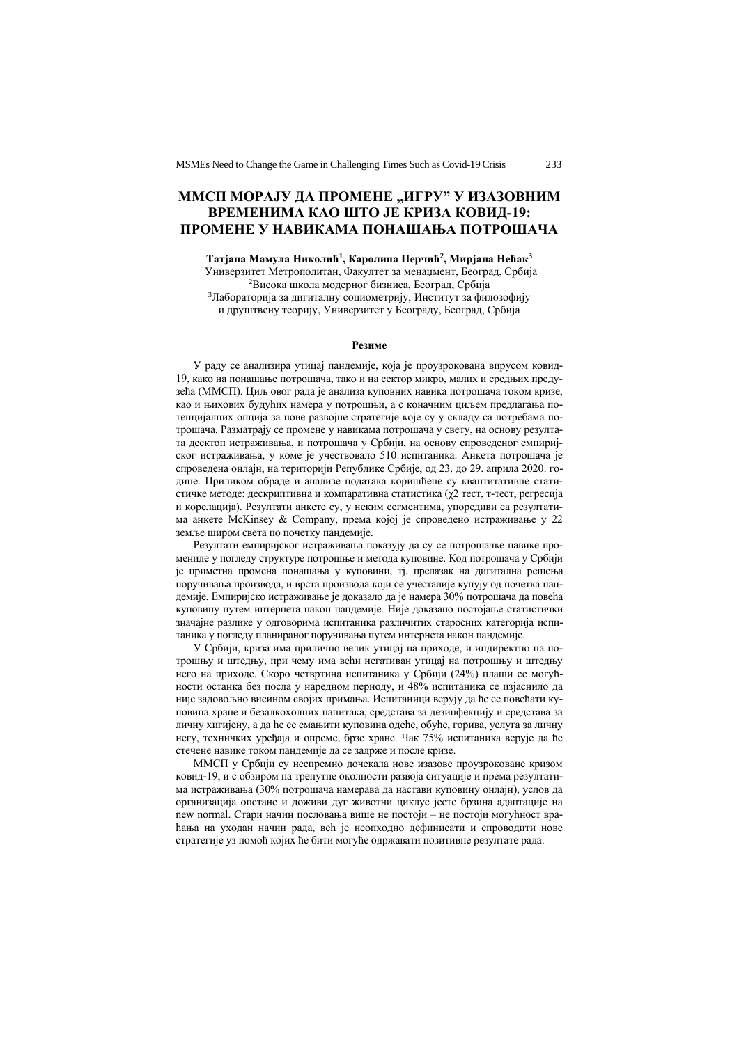# ММСП МОРАЈУ ДА ПРОМЕНЕ „ИГРУ" У ИЗАЗОВНИМ ВРЕМЕНИМА КАО ШТО ЈЕ КРИЗА КОВИД-19: ПРОМЕНЕ У НАВИКАМА ПОНАШАЊА ПОТРОШАЧА

**Татјана Мамула Николић[1], Каролина Перчић[2], Мирјана Нећак[3]**

[1]Универзитет Метрополитан, Факултет за менаџмент, Београд, Србија
[2]Висока школа модерног бизниса, Београд, Србија
[3]Лабораторија за дигиталну социометрију, Институт за филозофију и друштвену теорију, Универзитет у Београду, Београд, Србија

## Резиме

У раду се анализира утицај пандемије, која је проузрокована вирусом ковид-19, како на понашање потрошача, тако и на сектор микро, малих и средњих предузећа (ММСП). Циљ овог рада је анализа куповних навика потрошача током кризе, као и њихових будућих намера у потрошњи, а с коначним циљем предлагања потенцијалних опција за нове развојне стратегије које су у складу са потребама потрошача. Разматрају се промене у навикама потрошача у свету, на основу резултата десктоп истраживања, и потрошача у Србији, на основу спроведеног емпиријског истраживања, у коме је учествовало 510 испитаника. Анкета потрошача је спроведена онлајн, на територији Републике Србије, од 23. до 29. априла 2020. године. Приликом обраде и анализе података коришћене су квантитативне статистичке методе: дескриптивна и компаративна статистика ($\chi2$ тест, т-тест, регресија и корелација). Резултати анкете су, у неким сегментима, упоредиви са резултатима анкете McKinsey & Company, према којој је спроведено истраживање у 22 земље широм света по почетку пандемије.

Резултати емпиријског истраживања показују да су се потрошачке навике промениле у погледу структуре потрошње и метода куповине. Код потрошача у Србији је приметна промена понашања у куповини, тј. прелазак на дигитална решења поручивања производа, и врста производа који се учесталије купују од почетка пандемије. Емпиријско истраживање је доказало да је намера 30% потрошача да повећа куповину путем интернета након пандемије. Није доказано постојање статистички значајне разлике у одговорима испитаника различитих старосних категорија испитаника у погледу планираног поручивања путем интернета након пандемије.

У Србији, криза има прилично велик утицај на приходе, и индиректно на потрошњу и штедњу, при чему има већи негативан утицај на потрошњу и штедњу него на приходе. Скоро четвртина испитаника у Србији (24%) плаши се могућности останка без посла у наредном периоду, и 48% испитаника се изјаснило да није задовољно висином својих примања. Испитаници верују да ће се повећати куповина хране и безалкохолних напитака, средстава за дезинфекцију и средстава за личну хигијену, а да ће се смањити куповина одеће, обуће, горива, услуга за личну негу, техничких уређаја и опреме, брзе хране. Чак 75% испитаника верује да ће стечене навике током пандемије да се задрже и после кризе.

ММСП у Србији су неспремно дочекала нове изазове проузроковане кризом ковид-19, и с обзиром на тренутне околности развоја ситуације и према резултатима истраживања (30% потрошача намерава да настави куповину онлајн), услов да организација опстане и доживи дуг животни циклус јесте брзина адаптације на new normal. Стари начин пословања више не постоји – не постоји могућност враћања на уходан начин рада, већ је неопходно дефинисати и спроводити нове стратегије уз помоћ којих ће бити могуће одржавати позитивне резултате рада.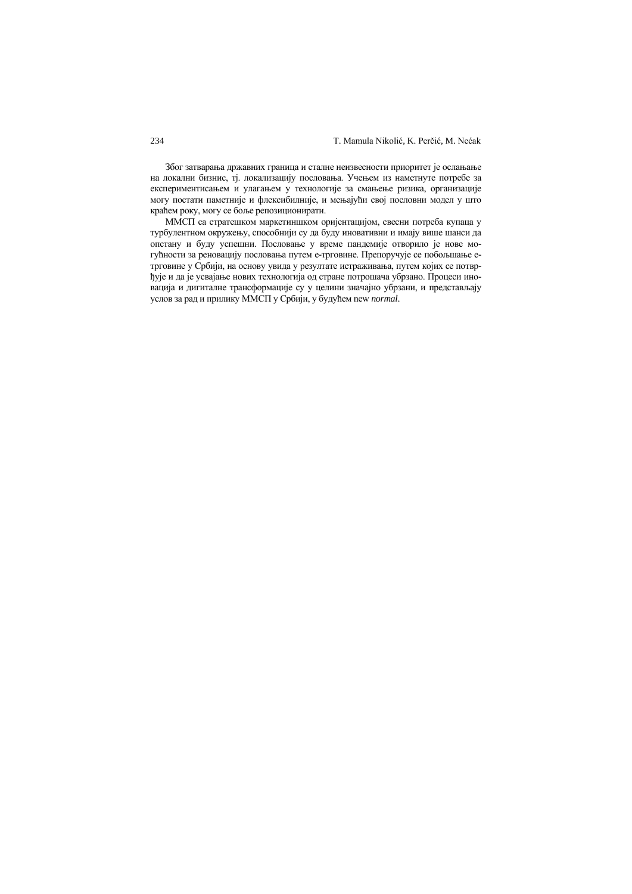Због затварања државних граница и сталне неизвесности приоритет је ослањање на локални бизнис, тј. локализацију пословања. Учењем из наметнуте потребе за експериментисањем и улагањем у технологије за смањење ризика, организације могу постати паметније и флексибилније, и мењајући свој пословни модел у што краћем року, могу се боље репозиционирати.

ММСП са стратешком маркетиншком оријентацијом, свесни потреба купаца у турбулентном окружењу, способнији су да буду иновативни и имају више шанси да опстану и буду успешни. Пословање у време пандемије отворило је нове могућности за реновацију пословања путем е-трговине. Препоручује се побољшање е-трговине у Србији, на основу увида у резултате истраживања, путем којих се потврђује и да је усвајање нових технологија од стране потрошача убрзано. Процеси иновација и дигиталне трансформације су у целини значајно убрзани, и представљају услов за рад и прилику ММСП у Србији, у будућем new *normal*.